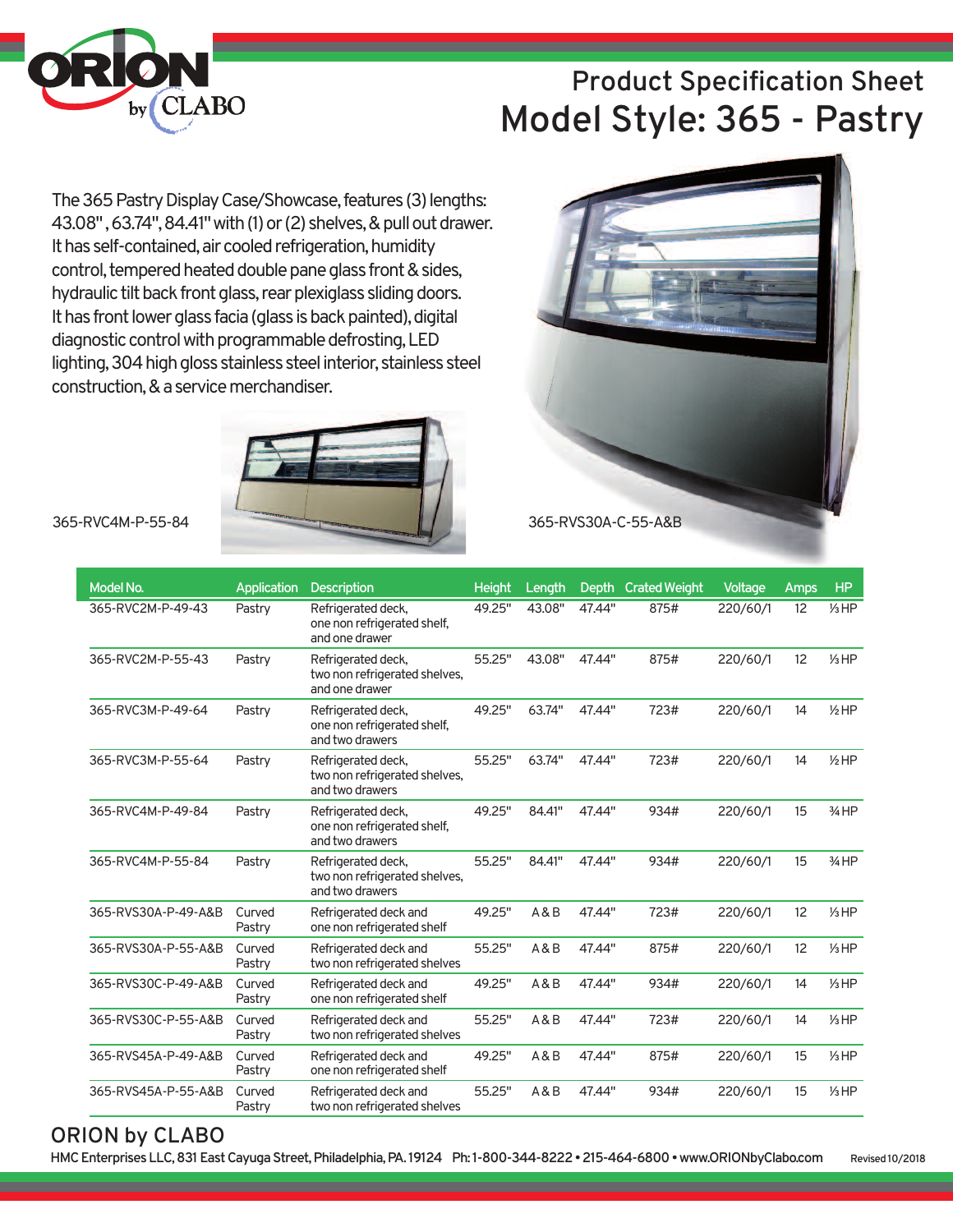ORION by CLABO

# Product Specification Sheet

## Model Style: 365 - Pastry

The 365 Pastry Display Case/Showcase, features (3) lengths: 43.08", 63.74", 84.41" with (1) or (2) shelves, & pull out drawer. It has self-contained, air cooled refrigeration, humidity control, tempered heated double pane glass front & sides, hydraulic tilt back front glass, rear plexiglass sliding doors. It has front lower glass facia (glass is back painted), digital diagnostic control with programmable defrosting, LED lighting, 304 high gloss stainless steel interior, stainless steel construction, & a service merchandiser.

365-RVC4M-P-55-84

365-RVS30A-C-55-A&B

| Model No. | Application | Description | Height | Length | Depth | Crated Weight | Voltage | Amps | HP |
|---|---|---|---|---|---|---|---|---|---|
| 365-RVC2M-P-49-43 | Pastry | Refrigerated deck, one non refrigerated shelf, and one drawer | 49.25" | 43.08" | 47.44" | 875# | 220/60/1 | 12 | ⅓ HP |
| 365-RVC2M-P-55-43 | Pastry | Refrigerated deck, two non refrigerated shelves, and one drawer | 55.25" | 43.08" | 47.44" | 875# | 220/60/1 | 12 | ⅓ HP |
| 365-RVC3M-P-49-64 | Pastry | Refrigerated deck, one non refrigerated shelf, and two drawers | 49.25" | 63.74" | 47.44" | 723# | 220/60/1 | 14 | ½ HP |
| 365-RVC3M-P-55-64 | Pastry | Refrigerated deck, two non refrigerated shelves, and two drawers | 55.25" | 63.74" | 47.44" | 723# | 220/60/1 | 14 | ½ HP |
| 365-RVC4M-P-49-84 | Pastry | Refrigerated deck, one non refrigerated shelf, and two drawers | 49.25" | 84.41" | 47.44" | 934# | 220/60/1 | 15 | ¾ HP |
| 365-RVC4M-P-55-84 | Pastry | Refrigerated deck, two non refrigerated shelves, and two drawers | 55.25" | 84.41" | 47.44" | 934# | 220/60/1 | 15 | ¾ HP |
| 365-RVS30A-P-49-A&B | Curved Pastry | Refrigerated deck and one non refrigerated shelf | 49.25" | A & B | 47.44" | 723# | 220/60/1 | 12 | ⅓ HP |
| 365-RVS30A-P-55-A&B | Curved Pastry | Refrigerated deck and two non refrigerated shelves | 55.25" | A & B | 47.44" | 875# | 220/60/1 | 12 | ⅓ HP |
| 365-RVS30C-P-49-A&B | Curved Pastry | Refrigerated deck and one non refrigerated shelf | 49.25" | A & B | 47.44" | 934# | 220/60/1 | 14 | ⅓ HP |
| 365-RVS30C-P-55-A&B | Curved Pastry | Refrigerated deck and two non refrigerated shelves | 55.25" | A & B | 47.44" | 723# | 220/60/1 | 14 | ⅓ HP |
| 365-RVS45A-P-49-A&B | Curved Pastry | Refrigerated deck and one non refrigerated shelf | 49.25" | A & B | 47.44" | 875# | 220/60/1 | 15 | ⅓ HP |
| 365-RVS45A-P-55-A&B | Curved Pastry | Refrigerated deck and two non refrigerated shelves | 55.25" | A & B | 47.44" | 934# | 220/60/1 | 15 | ⅓ HP |

## ORION by CLABO

HMC Enterprises LLC, 831 East Cayuga Street, Philadelphia, PA. 19124 Ph: 1-800-344-8222 • 215-464-6800 • www.ORIONbyClabo.com

Revised 10/2018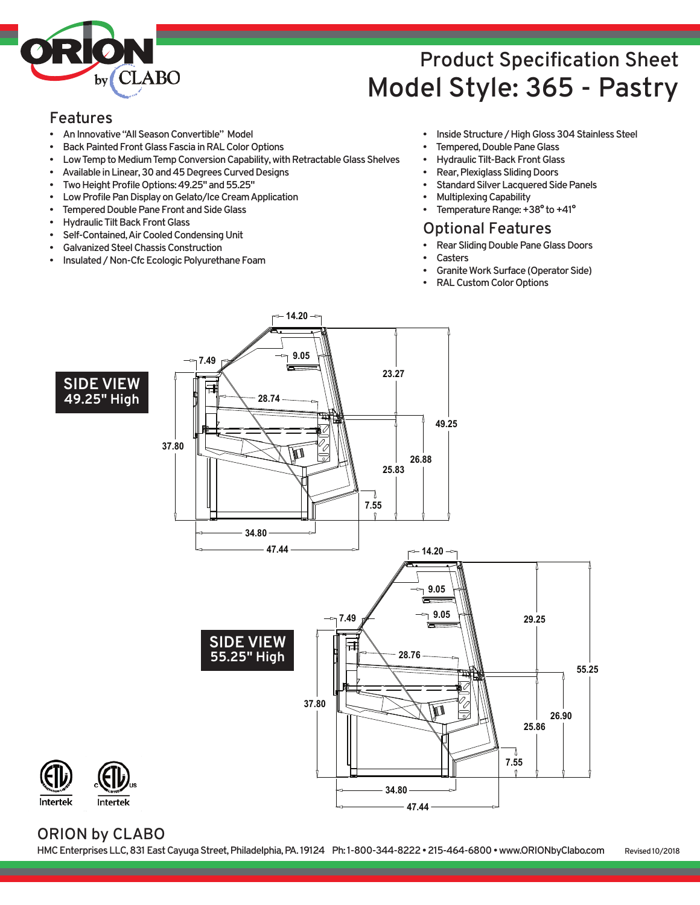# Product Specification Sheet

# Model Style: 365 - Pastry

## Features

- An Innovative "All Season Convertible" Model
- Back Painted Front Glass Fascia in RAL Color Options
- Low Temp to Medium Temp Conversion Capability, with Retractable Glass Shelves
- Available in Linear, 30 and 45 Degrees Curved Designs
- Two Height Profile Options: 49.25" and 55.25"
- Low Profile Pan Display on Gelato/Ice Cream Application
- Tempered Double Pane Front and Side Glass
- Hydraulic Tilt Back Front Glass
- Self-Contained, Air Cooled Condensing Unit
- Galvanized Steel Chassis Construction
- Insulated / Non-Cfc Ecologic Polyurethane Foam
- Inside Structure / High Gloss 304 Stainless Steel
- Tempered, Double Pane Glass
- Hydraulic Tilt-Back Front Glass
- Rear, Plexiglass Sliding Doors
- Standard Silver Lacquered Side Panels
- Multiplexing Capability
- Temperature Range: +38° to +41°

## Optional Features

- Rear Sliding Double Pane Glass Doors
- Casters
- Granite Work Surface (Operator Side)
- RAL Custom Color Options

**SIDE VIEW 49.25" High**

14.20, 9.05, 7.49, 28.74, 23.27, 49.25, 37.80, 26.88, 25.83, 7.55, 34.80, 47.44

**SIDE VIEW 55.25" High**

14.20, 9.05, 9.05, 7.49, 28.76, 29.25, 55.25, 37.80, 26.90, 25.86, 7.55, 34.80, 47.44

Intertek Intertek

## ORION by CLABO

HMC Enterprises LLC, 831 East Cayuga Street, Philadelphia, PA. 19124 Ph: 1-800-344-8222 • 215-464-6800 • www.ORIONbyClabo.com Revised 10/2018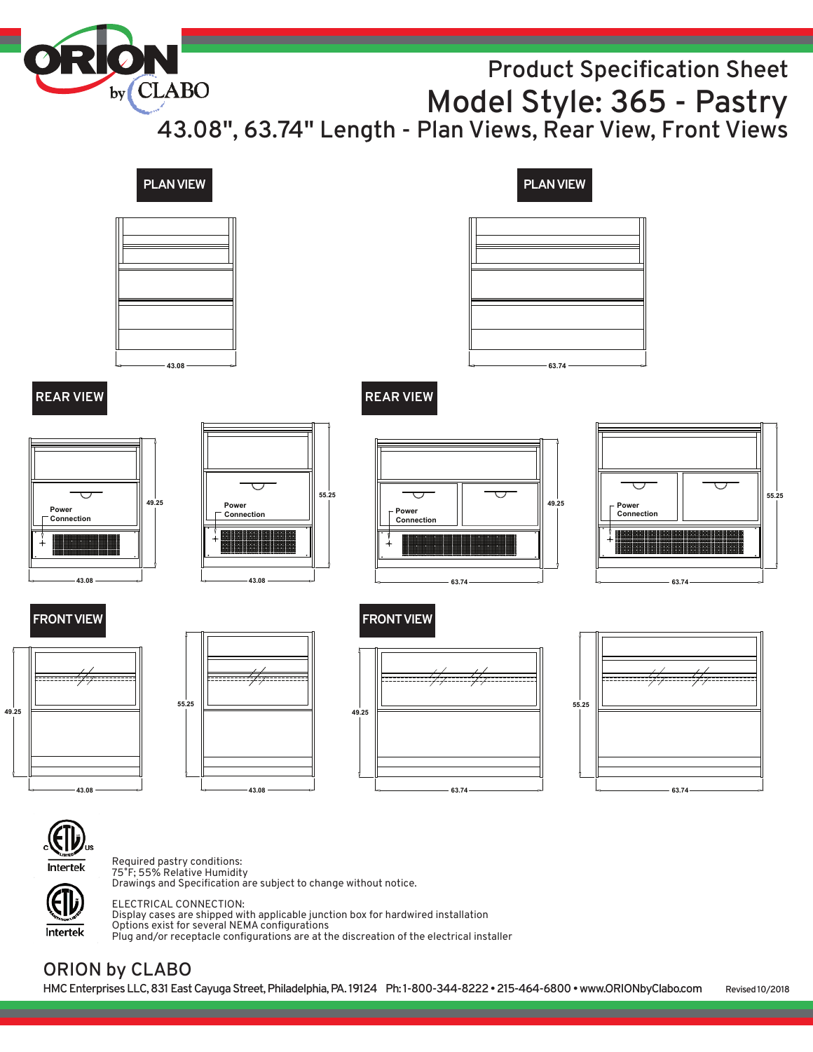# Product Specification Sheet

## Model Style: 365 - Pastry

### 43.08", 63.74" Length - Plan Views, Rear View, Front Views

**PLAN VIEW**

43.08

**PLAN VIEW**

63.74

**REAR VIEW**

Power Connection

49.25

43.08

Power Connection

55.25

43.08

**REAR VIEW**

Power Connection

49.25

63.74

Power Connection

55.25

63.74

**FRONT VIEW**

49.25

43.08

55.25

43.08

**FRONT VIEW**

49.25

63.74

55.25

63.74

Intertek

Intertek

Required pastry conditions:
75°F; 55% Relative Humidity
Drawings and Specification are subject to change without notice.

ELECTRICAL CONNECTION:
Display cases are shipped with applicable junction box for hardwired installation
Options exist for several NEMA configurations
Plug and/or receptacle configurations are at the discreation of the electrical installer

ORION by CLABO

HMC Enterprises LLC, 831 East Cayuga Street, Philadelphia, PA. 19124 Ph: 1-800-344-8222 • 215-464-6800 • www.ORIONbyClabo.com Revised 10/2018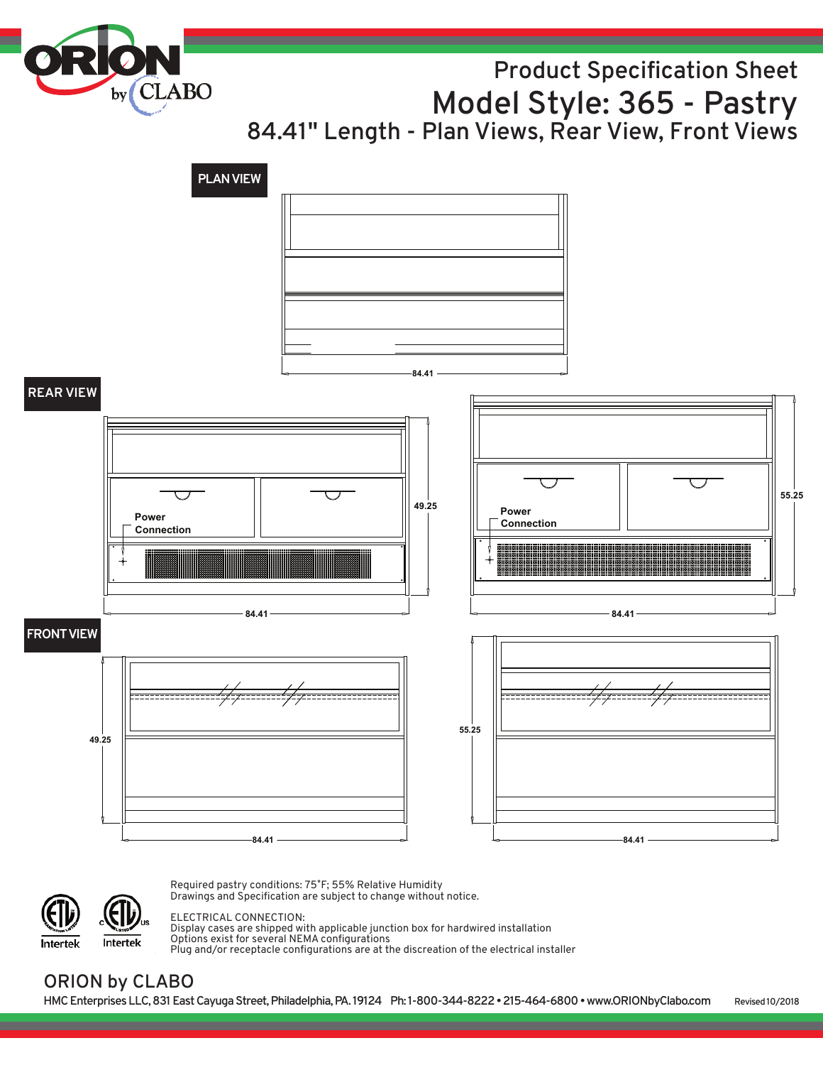# Product Specification Sheet

# Model Style: 365 - Pastry

## 84.41" Length - Plan Views, Rear View, Front Views

**PLAN VIEW**

84.41

**REAR VIEW**

Power Connection

49.25

84.41

Power Connection

55.25

84.41

**FRONT VIEW**

49.25

84.41

55.25

84.41

Required pastry conditions: 75°F; 55% Relative Humidity
Drawings and Specification are subject to change without notice.

ELECTRICAL CONNECTION:
Display cases are shipped with applicable junction box for hardwired installation
Options exist for several NEMA configurations
Plug and/or receptacle configurations are at the discreation of the electrical installer

Intertek Intertek

ORION by CLABO

HMC Enterprises LLC, 831 East Cayuga Street, Philadelphia, PA. 19124 Ph: 1-800-344-8222 • 215-464-6800 • www.ORIONbyClabo.com Revised 10/2018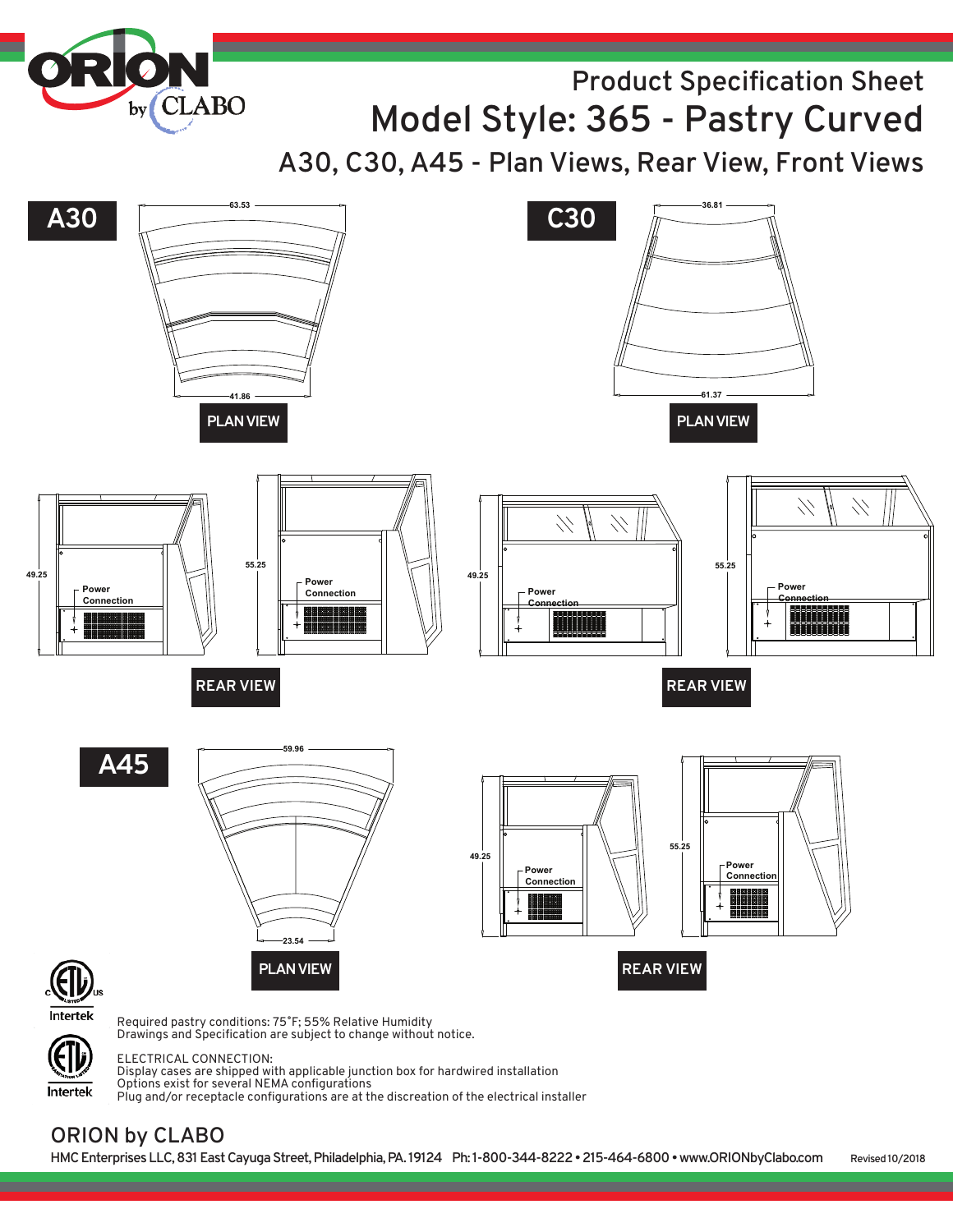# Product Specification Sheet

# Model Style: 365 - Pastry Curved

## A30, C30, A45 - Plan Views, Rear View, Front Views

**A30**

63.53

41.86

PLAN VIEW

49.25

Power Connection

55.25

Power Connection

REAR VIEW

**C30**

36.81

61.37

PLAN VIEW

49.25

Power Connection

55.25

Power Connection

REAR VIEW

**A45**

59.96

23.54

PLAN VIEW

49.25

Power Connection

55.25

Power Connection

REAR VIEW

Intertek

Intertek

Required pastry conditions: 75°F; 55% Relative Humidity
Drawings and Specification are subject to change without notice.

ELECTRICAL CONNECTION:
Display cases are shipped with applicable junction box for hardwired installation
Options exist for several NEMA configurations
Plug and/or receptacle configurations are at the discreation of the electrical installer

ORION by CLABO

HMC Enterprises LLC, 831 East Cayuga Street, Philadelphia, PA. 19124 Ph: 1-800-344-8222 • 215-464-6800 • www.ORIONbyClabo.com Revised 10/2018